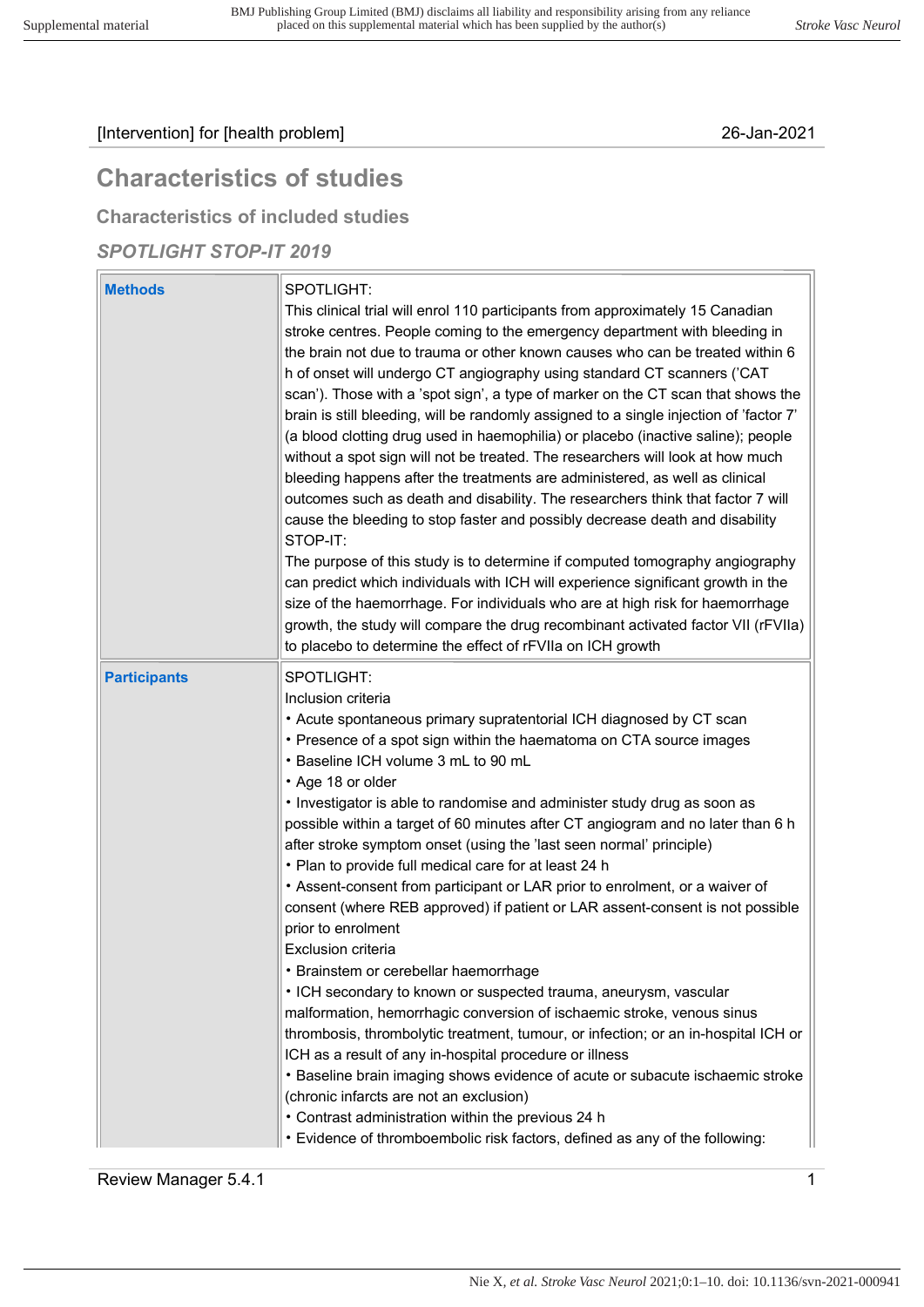[Intervention] for [health problem]	26-Jan-2021

# Characteristics of studies

## Characteristics of included studies

### *SPOTLIGHT STOP-IT 2019*

| | |
|---|---|
| **Methods** | SPOTLIGHT:<br>This clinical trial will enrol 110 participants from approximately 15 Canadian stroke centres. People coming to the emergency department with bleeding in the brain not due to trauma or other known causes who can be treated within 6 h of onset will undergo CT angiography using standard CT scanners ('CAT scan'). Those with a 'spot sign', a type of marker on the CT scan that shows the brain is still bleeding, will be randomly assigned to a single injection of 'factor 7' (a blood clotting drug used in haemophilia) or placebo (inactive saline); people without a spot sign will not be treated. The researchers will look at how much bleeding happens after the treatments are administered, as well as clinical outcomes such as death and disability. The researchers think that factor 7 will cause the bleeding to stop faster and possibly decrease death and disability<br>STOP-IT:<br>The purpose of this study is to determine if computed tomography angiography can predict which individuals with ICH will experience significant growth in the size of the haemorrhage. For individuals who are at high risk for haemorrhage growth, the study will compare the drug recombinant activated factor VII (rFVIIa) to placebo to determine the effect of rFVIIa on ICH growth |
| **Participants** | SPOTLIGHT:<br>Inclusion criteria<br>• Acute spontaneous primary supratentorial ICH diagnosed by CT scan<br>• Presence of a spot sign within the haematoma on CTA source images<br>• Baseline ICH volume 3 mL to 90 mL<br>• Age 18 or older<br>• Investigator is able to randomise and administer study drug as soon as possible within a target of 60 minutes after CT angiogram and no later than 6 h after stroke symptom onset (using the 'last seen normal' principle)<br>• Plan to provide full medical care for at least 24 h<br>• Assent-consent from participant or LAR prior to enrolment, or a waiver of consent (where REB approved) if patient or LAR assent-consent is not possible prior to enrolment<br>Exclusion criteria<br>• Brainstem or cerebellar haemorrhage<br>• ICH secondary to known or suspected trauma, aneurysm, vascular malformation, hemorrhagic conversion of ischaemic stroke, venous sinus thrombosis, thrombolytic treatment, tumour, or infection; or an in-hospital ICH or ICH as a result of any in-hospital procedure or illness<br>• Baseline brain imaging shows evidence of acute or subacute ischaemic stroke (chronic infarcts are not an exclusion)<br>• Contrast administration within the previous 24 h<br>• Evidence of thromboembolic risk factors, defined as any of the following: |

Review Manager 5.4.1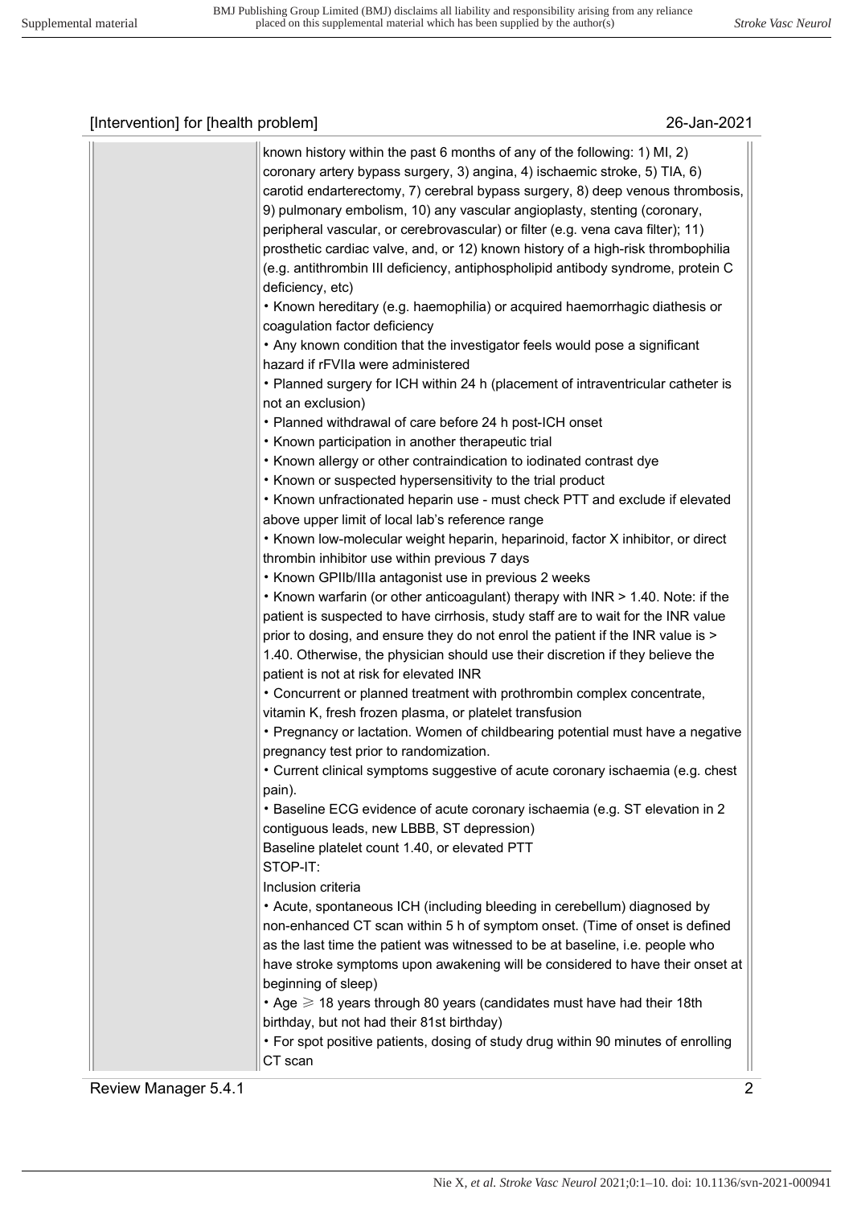[Intervention] for [health problem] 26-Jan-2021

| | |
|---|---|
| | known history within the past 6 months of any of the following: 1) MI, 2) coronary artery bypass surgery, 3) angina, 4) ischaemic stroke, 5) TIA, 6) carotid endarterectomy, 7) cerebral bypass surgery, 8) deep venous thrombosis, 9) pulmonary embolism, 10) any vascular angioplasty, stenting (coronary, peripheral vascular, or cerebrovascular) or filter (e.g. vena cava filter); 11) prosthetic cardiac valve, and, or 12) known history of a high-risk thrombophilia (e.g. antithrombin III deficiency, antiphospholipid antibody syndrome, protein C deficiency, etc)<br>• Known hereditary (e.g. haemophilia) or acquired haemorrhagic diathesis or coagulation factor deficiency<br>• Any known condition that the investigator feels would pose a significant hazard if rFVIIa were administered<br>• Planned surgery for ICH within 24 h (placement of intraventricular catheter is not an exclusion)<br>• Planned withdrawal of care before 24 h post-ICH onset<br>• Known participation in another therapeutic trial<br>• Known allergy or other contraindication to iodinated contrast dye<br>• Known or suspected hypersensitivity to the trial product<br>• Known unfractionated heparin use - must check PTT and exclude if elevated above upper limit of local lab's reference range<br>• Known low-molecular weight heparin, heparinoid, factor X inhibitor, or direct thrombin inhibitor use within previous 7 days<br>• Known GPIIb/IIIa antagonist use in previous 2 weeks<br>• Known warfarin (or other anticoagulant) therapy with INR > 1.40. Note: if the patient is suspected to have cirrhosis, study staff are to wait for the INR value prior to dosing, and ensure they do not enrol the patient if the INR value is > 1.40. Otherwise, the physician should use their discretion if they believe the patient is not at risk for elevated INR<br>• Concurrent or planned treatment with prothrombin complex concentrate, vitamin K, fresh frozen plasma, or platelet transfusion<br>• Pregnancy or lactation. Women of childbearing potential must have a negative pregnancy test prior to randomization.<br>• Current clinical symptoms suggestive of acute coronary ischaemia (e.g. chest pain).<br>• Baseline ECG evidence of acute coronary ischaemia (e.g. ST elevation in 2 contiguous leads, new LBBB, ST depression)<br>Baseline platelet count 1.40, or elevated PTT<br>STOP-IT:<br>Inclusion criteria<br>• Acute, spontaneous ICH (including bleeding in cerebellum) diagnosed by non-enhanced CT scan within 5 h of symptom onset. (Time of onset is defined as the last time the patient was witnessed to be at baseline, i.e. people who have stroke symptoms upon awakening will be considered to have their onset at beginning of sleep)<br>• Age ⩾ 18 years through 80 years (candidates must have had their 18th birthday, but not had their 81st birthday)<br>• For spot positive patients, dosing of study drug within 90 minutes of enrolling CT scan |

Review Manager 5.4.1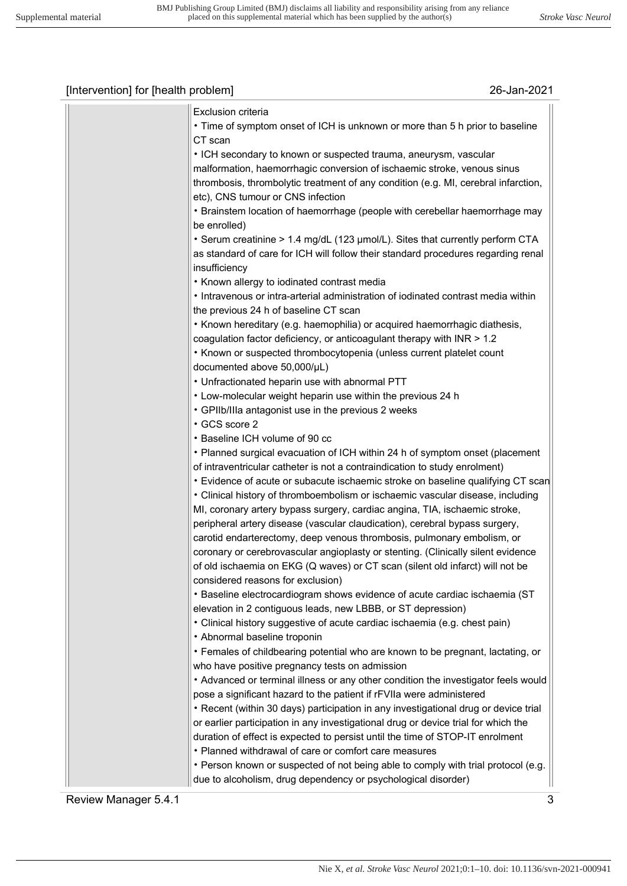| | Exclusion criteria<br>• Time of symptom onset of ICH is unknown or more than 5 h prior to baseline CT scan<br>• ICH secondary to known or suspected trauma, aneurysm, vascular malformation, haemorrhagic conversion of ischaemic stroke, venous sinus thrombosis, thrombolytic treatment of any condition (e.g. MI, cerebral infarction, etc), CNS tumour or CNS infection<br>• Brainstem location of haemorrhage (people with cerebellar haemorrhage may be enrolled)<br>• Serum creatinine > 1.4 mg/dL (123 µmol/L). Sites that currently perform CTA as standard of care for ICH will follow their standard procedures regarding renal insufficiency<br>• Known allergy to iodinated contrast media<br>• Intravenous or intra-arterial administration of iodinated contrast media within the previous 24 h of baseline CT scan<br>• Known hereditary (e.g. haemophilia) or acquired haemorrhagic diathesis, coagulation factor deficiency, or anticoagulant therapy with INR > 1.2<br>• Known or suspected thrombocytopenia (unless current platelet count documented above 50,000/µL)<br>• Unfractionated heparin use with abnormal PTT<br>• Low-molecular weight heparin use within the previous 24 h<br>• GPIIb/IIIa antagonist use in the previous 2 weeks<br>• GCS score 2<br>• Baseline ICH volume of 90 cc<br>• Planned surgical evacuation of ICH within 24 h of symptom onset (placement of intraventricular catheter is not a contraindication to study enrolment)<br>• Evidence of acute or subacute ischaemic stroke on baseline qualifying CT scan<br>• Clinical history of thromboembolism or ischaemic vascular disease, including MI, coronary artery bypass surgery, cardiac angina, TIA, ischaemic stroke, peripheral artery disease (vascular claudication), cerebral bypass surgery, carotid endarterectomy, deep venous thrombosis, pulmonary embolism, or coronary or cerebrovascular angioplasty or stenting. (Clinically silent evidence of old ischaemia on EKG (Q waves) or CT scan (silent old infarct) will not be considered reasons for exclusion)<br>• Baseline electrocardiogram shows evidence of acute cardiac ischaemia (ST elevation in 2 contiguous leads, new LBBB, or ST depression)<br>• Clinical history suggestive of acute cardiac ischaemia (e.g. chest pain)<br>• Abnormal baseline troponin<br>• Females of childbearing potential who are known to be pregnant, lactating, or who have positive pregnancy tests on admission<br>• Advanced or terminal illness or any other condition the investigator feels would pose a significant hazard to the patient if rFVIIa were administered<br>• Recent (within 30 days) participation in any investigational drug or device trial or earlier participation in any investigational drug or device trial for which the duration of effect is expected to persist until the time of STOP-IT enrolment<br>• Planned withdrawal of care or comfort care measures<br>• Person known or suspected of not being able to comply with trial protocol (e.g. due to alcoholism, drug dependency or psychological disorder) |
|---|---|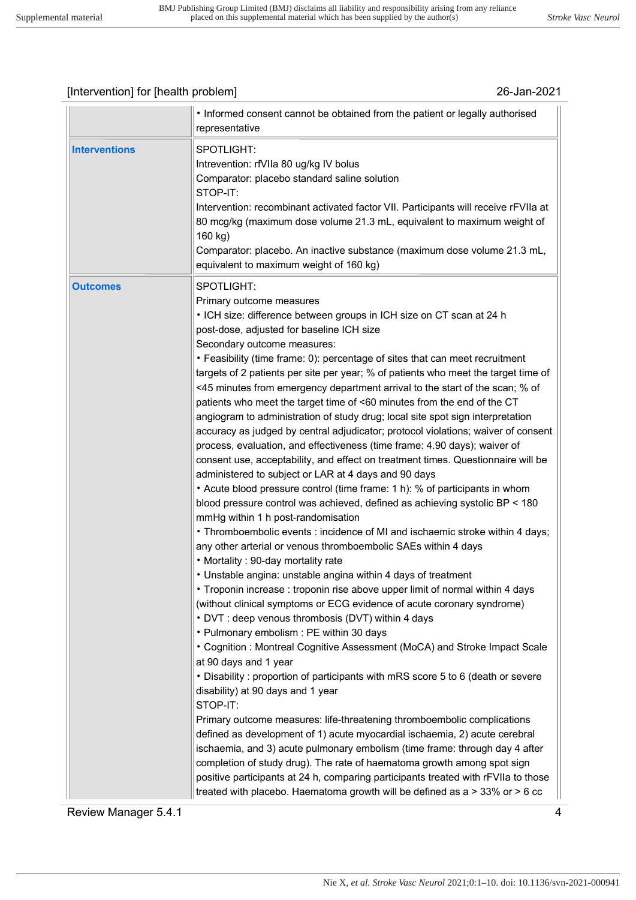| | |
|---|---|
| | • Informed consent cannot be obtained from the patient or legally authorised representative |
| **Interventions** | SPOTLIGHT:<br>Intrevention: rfVIIa 80 ug/kg IV bolus<br>Comparator: placebo standard saline solution<br>STOP-IT:<br>Intervention: recombinant activated factor VII. Participants will receive rFVIIa at 80 mcg/kg (maximum dose volume 21.3 mL, equivalent to maximum weight of 160 kg)<br>Comparator: placebo. An inactive substance (maximum dose volume 21.3 mL, equivalent to maximum weight of 160 kg) |
| **Outcomes** | SPOTLIGHT:<br>Primary outcome measures<br>• ICH size: difference between groups in ICH size on CT scan at 24 h post-dose, adjusted for baseline ICH size<br>Secondary outcome measures:<br>• Feasibility (time frame: 0): percentage of sites that can meet recruitment targets of 2 patients per site per year; % of patients who meet the target time of <45 minutes from emergency department arrival to the start of the scan; % of patients who meet the target time of <60 minutes from the end of the CT angiogram to administration of study drug; local site spot sign interpretation accuracy as judged by central adjudicator; protocol violations; waiver of consent process, evaluation, and effectiveness (time frame: 4.90 days); waiver of consent use, acceptability, and effect on treatment times. Questionnaire will be administered to subject or LAR at 4 days and 90 days<br>• Acute blood pressure control (time frame: 1 h): % of participants in whom blood pressure control was achieved, defined as achieving systolic BP < 180 mmHg within 1 h post-randomisation<br>• Thromboembolic events : incidence of MI and ischaemic stroke within 4 days; any other arterial or venous thromboembolic SAEs within 4 days<br>• Mortality : 90-day mortality rate<br>• Unstable angina: unstable angina within 4 days of treatment<br>• Troponin increase : troponin rise above upper limit of normal within 4 days (without clinical symptoms or ECG evidence of acute coronary syndrome)<br>• DVT : deep venous thrombosis (DVT) within 4 days<br>• Pulmonary embolism : PE within 30 days<br>• Cognition : Montreal Cognitive Assessment (MoCA) and Stroke Impact Scale at 90 days and 1 year<br>• Disability : proportion of participants with mRS score 5 to 6 (death or severe disability) at 90 days and 1 year<br>STOP-IT:<br>Primary outcome measures: life-threatening thromboembolic complications defined as development of 1) acute myocardial ischaemia, 2) acute cerebral ischaemia, and 3) acute pulmonary embolism (time frame: through day 4 after completion of study drug). The rate of haematoma growth among spot sign positive participants at 24 h, comparing participants treated with rFVIIa to those treated with placebo. Haematoma growth will be defined as a > 33% or > 6 cc |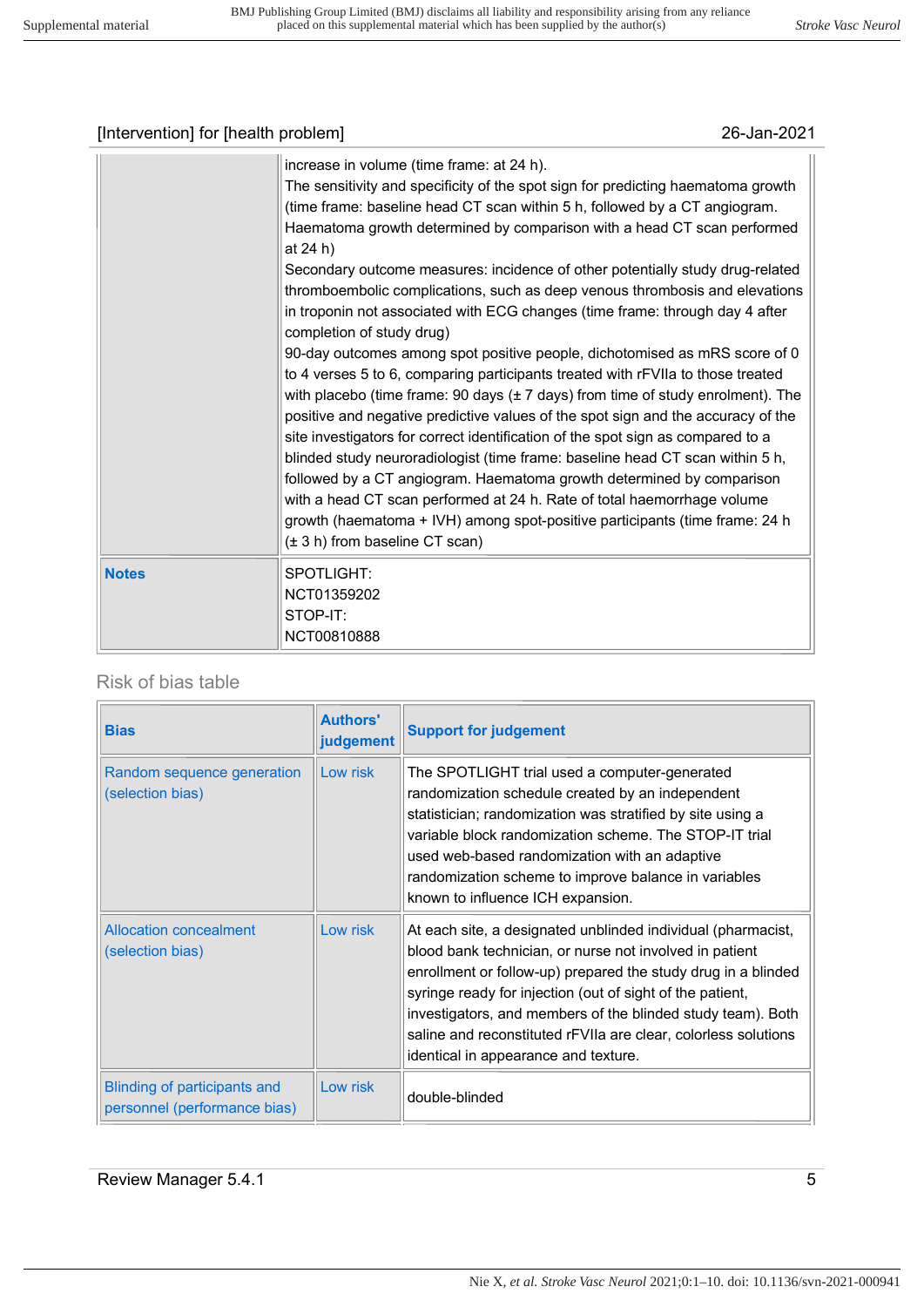| | |
|---|---|
| | increase in volume (time frame: at 24 h).<br>The sensitivity and specificity of the spot sign for predicting haematoma growth (time frame: baseline head CT scan within 5 h, followed by a CT angiogram. Haematoma growth determined by comparison with a head CT scan performed at 24 h)<br>Secondary outcome measures: incidence of other potentially study drug-related thromboembolic complications, such as deep venous thrombosis and elevations in troponin not associated with ECG changes (time frame: through day 4 after completion of study drug)<br>90-day outcomes among spot positive people, dichotomised as mRS score of 0 to 4 verses 5 to 6, comparing participants treated with rFVIIa to those treated with placebo (time frame: 90 days (± 7 days) from time of study enrolment). The positive and negative predictive values of the spot sign and the accuracy of the site investigators for correct identification of the spot sign as compared to a blinded study neuroradiologist (time frame: baseline head CT scan within 5 h, followed by a CT angiogram. Haematoma growth determined by comparison with a head CT scan performed at 24 h. Rate of total haemorrhage volume growth (haematoma + IVH) among spot-positive participants (time frame: 24 h (± 3 h) from baseline CT scan) |
| **Notes** | SPOTLIGHT:<br>NCT01359202<br>STOP-IT:<br>NCT00810888 |

Risk of bias table

| Bias | Authors' judgement | Support for judgement |
|---|---|---|
| Random sequence generation (selection bias) | Low risk | The SPOTLIGHT trial used a computer-generated randomization schedule created by an independent statistician; randomization was stratified by site using a variable block randomization scheme. The STOP-IT trial used web-based randomization with an adaptive randomization scheme to improve balance in variables known to influence ICH expansion. |
| Allocation concealment (selection bias) | Low risk | At each site, a designated unblinded individual (pharmacist, blood bank technician, or nurse not involved in patient enrollment or follow-up) prepared the study drug in a blinded syringe ready for injection (out of sight of the patient, investigators, and members of the blinded study team). Both saline and reconstituted rFVIIa are clear, colorless solutions identical in appearance and texture. |
| Blinding of participants and personnel (performance bias) | Low risk | double-blinded |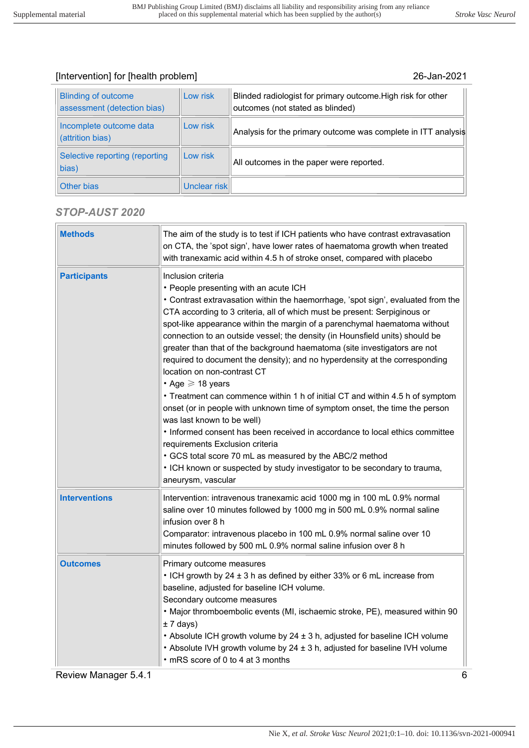[Intervention] for [health problem] 26-Jan-2021

| Bias | Authors' judgement | Support for judgement |
|---|---|---|
| Blinding of outcome assessment (detection bias) | Low risk | Blinded radiologist for primary outcome.High risk for other outcomes (not stated as blinded) |
| Incomplete outcome data (attrition bias) | Low risk | Analysis for the primary outcome was complete in ITT analysis |
| Selective reporting (reporting bias) | Low risk | All outcomes in the paper were reported. |
| Other bias | Unclear risk | |

### STOP-AUST 2020

| | |
|---|---|
| **Methods** | The aim of the study is to test if ICH patients who have contrast extravasation on CTA, the 'spot sign', have lower rates of haematoma growth when treated with tranexamic acid within 4.5 h of stroke onset, compared with placebo |
| **Participants** | Inclusion criteria<br>• People presenting with an acute ICH<br>• Contrast extravasation within the haemorrhage, 'spot sign', evaluated from the CTA according to 3 criteria, all of which must be present: Serpiginous or spot-like appearance within the margin of a parenchymal haematoma without connection to an outside vessel; the density (in Hounsfield units) should be greater than that of the background haematoma (site investigators are not required to document the density); and no hyperdensity at the corresponding location on non-contrast CT<br>• Age ⩾ 18 years<br>• Treatment can commence within 1 h of initial CT and within 4.5 h of symptom onset (or in people with unknown time of symptom onset, the time the person was last known to be well)<br>• Informed consent has been received in accordance to local ethics committee requirements Exclusion criteria<br>• GCS total score 70 mL as measured by the ABC/2 method<br>• ICH known or suspected by study investigator to be secondary to trauma, aneurysm, vascular |
| **Interventions** | Intervention: intravenous tranexamic acid 1000 mg in 100 mL 0.9% normal saline over 10 minutes followed by 1000 mg in 500 mL 0.9% normal saline infusion over 8 h<br>Comparator: intravenous placebo in 100 mL 0.9% normal saline over 10 minutes followed by 500 mL 0.9% normal saline infusion over 8 h |
| **Outcomes** | Primary outcome measures<br>• ICH growth by 24 ± 3 h as defined by either 33% or 6 mL increase from baseline, adjusted for baseline ICH volume.<br>Secondary outcome measures<br>• Major thromboembolic events (MI, ischaemic stroke, PE), measured within 90 ± 7 days)<br>• Absolute ICH growth volume by 24 ± 3 h, adjusted for baseline ICH volume<br>• Absolute IVH growth volume by 24 ± 3 h, adjusted for baseline IVH volume<br>• mRS score of 0 to 4 at 3 months |

Review Manager 5.4.1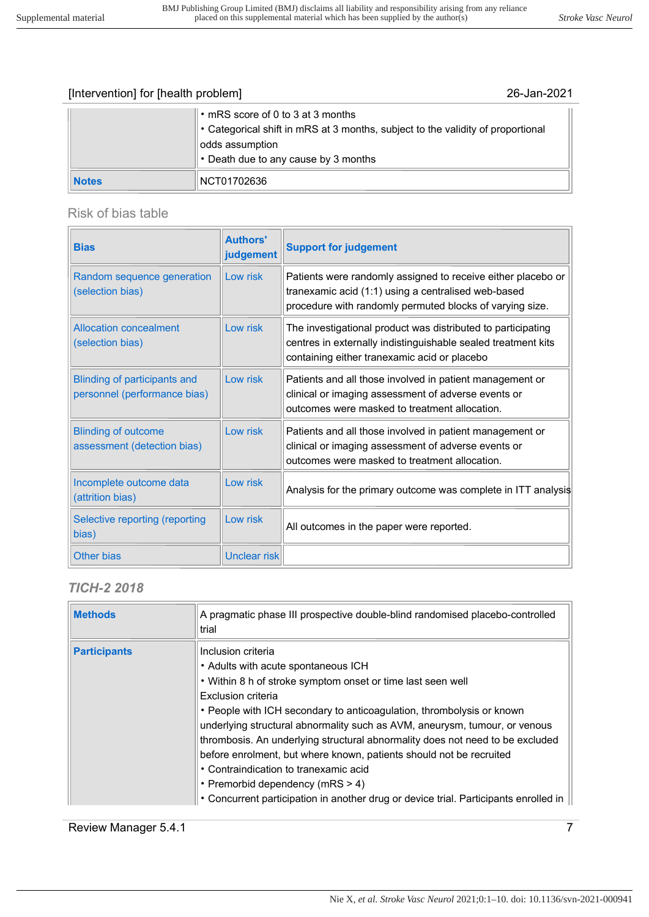[Intervention] for [health problem] 26-Jan-2021

| | |
|---|---|
| | • mRS score of 0 to 3 at 3 months<br>• Categorical shift in mRS at 3 months, subject to the validity of proportional odds assumption<br>• Death due to any cause by 3 months |
| **Notes** | NCT01702636 |

Risk of bias table

| Bias | Authors' judgement | Support for judgement |
|---|---|---|
| Random sequence generation (selection bias) | Low risk | Patients were randomly assigned to receive either placebo or tranexamic acid (1:1) using a centralised web-based procedure with randomly permuted blocks of varying size. |
| Allocation concealment (selection bias) | Low risk | The investigational product was distributed to participating centres in externally indistinguishable sealed treatment kits containing either tranexamic acid or placebo |
| Blinding of participants and personnel (performance bias) | Low risk | Patients and all those involved in patient management or clinical or imaging assessment of adverse events or outcomes were masked to treatment allocation. |
| Blinding of outcome assessment (detection bias) | Low risk | Patients and all those involved in patient management or clinical or imaging assessment of adverse events or outcomes were masked to treatment allocation. |
| Incomplete outcome data (attrition bias) | Low risk | Analysis for the primary outcome was complete in ITT analysis |
| Selective reporting (reporting bias) | Low risk | All outcomes in the paper were reported. |
| Other bias | Unclear risk | |

### *TICH-2 2018*

| | |
|---|---|
| **Methods** | A pragmatic phase III prospective double-blind randomised placebo-controlled trial |
| **Participants** | Inclusion criteria<br>• Adults with acute spontaneous ICH<br>• Within 8 h of stroke symptom onset or time last seen well<br>Exclusion criteria<br>• People with ICH secondary to anticoagulation, thrombolysis or known underlying structural abnormality such as AVM, aneurysm, tumour, or venous thrombosis. An underlying structural abnormality does not need to be excluded before enrolment, but where known, patients should not be recruited<br>• Contraindication to tranexamic acid<br>• Premorbid dependency (mRS > 4)<br>• Concurrent participation in another drug or device trial. Participants enrolled in |

Review Manager 5.4.1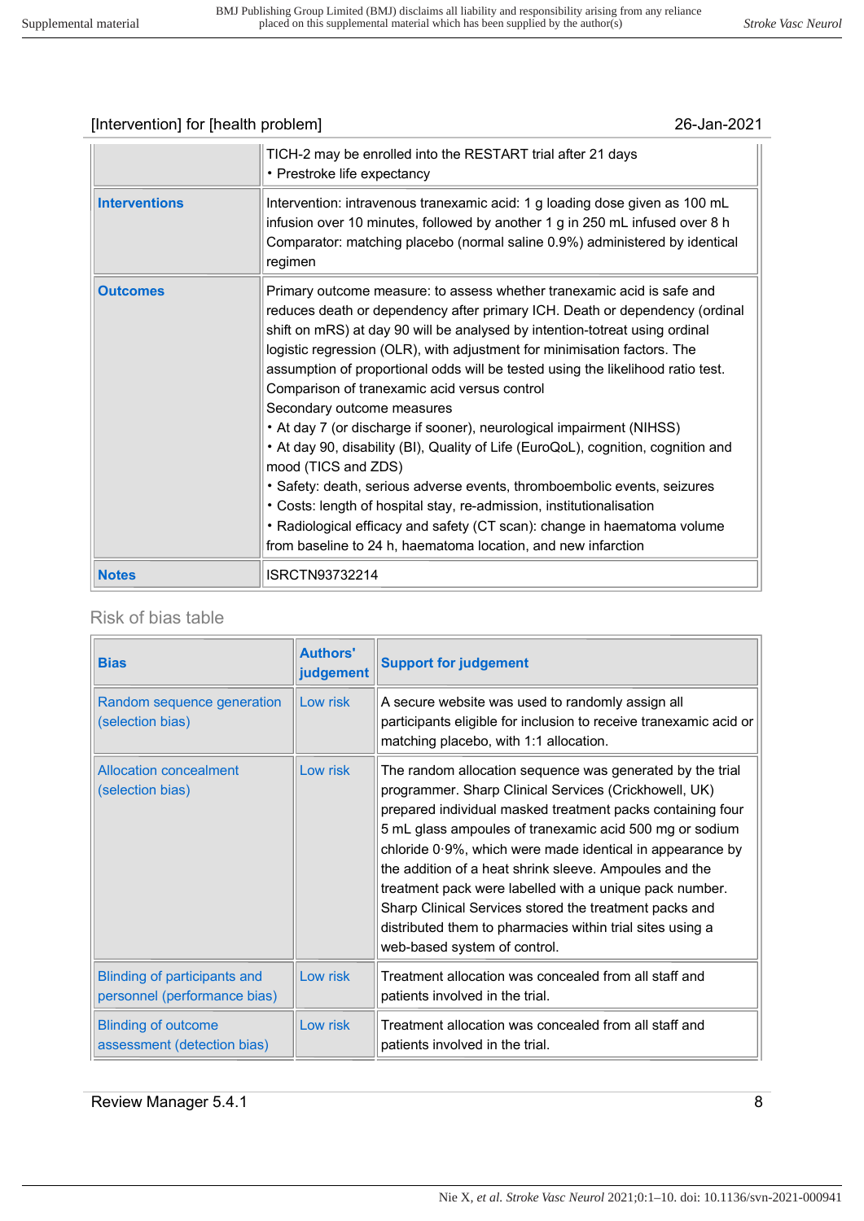[Intervention] for [health problem] 26-Jan-2021

| | |
|---|---|
| | TICH-2 may be enrolled into the RESTART trial after 21 days<br>• Prestroke life expectancy |
| **Interventions** | Intervention: intravenous tranexamic acid: 1 g loading dose given as 100 mL infusion over 10 minutes, followed by another 1 g in 250 mL infused over 8 h<br>Comparator: matching placebo (normal saline 0.9%) administered by identical regimen |
| **Outcomes** | Primary outcome measure: to assess whether tranexamic acid is safe and reduces death or dependency after primary ICH. Death or dependency (ordinal shift on mRS) at day 90 will be analysed by intention-totreat using ordinal logistic regression (OLR), with adjustment for minimisation factors. The assumption of proportional odds will be tested using the likelihood ratio test. Comparison of tranexamic acid versus control<br>Secondary outcome measures<br>• At day 7 (or discharge if sooner), neurological impairment (NIHSS)<br>• At day 90, disability (BI), Quality of Life (EuroQoL), cognition, cognition and mood (TICS and ZDS)<br>• Safety: death, serious adverse events, thromboembolic events, seizures<br>• Costs: length of hospital stay, re-admission, institutionalisation<br>• Radiological efficacy and safety (CT scan): change in haematoma volume from baseline to 24 h, haematoma location, and new infarction |
| **Notes** | ISRCTN93732214 |

## Risk of bias table

| Bias | Authors' judgement | Support for judgement |
|---|---|---|
| Random sequence generation (selection bias) | Low risk | A secure website was used to randomly assign all participants eligible for inclusion to receive tranexamic acid or matching placebo, with 1:1 allocation. |
| Allocation concealment (selection bias) | Low risk | The random allocation sequence was generated by the trial programmer. Sharp Clinical Services (Crickhowell, UK) prepared individual masked treatment packs containing four 5 mL glass ampoules of tranexamic acid 500 mg or sodium chloride 0·9%, which were made identical in appearance by the addition of a heat shrink sleeve. Ampoules and the treatment pack were labelled with a unique pack number. Sharp Clinical Services stored the treatment packs and distributed them to pharmacies within trial sites using a web-based system of control. |
| Blinding of participants and personnel (performance bias) | Low risk | Treatment allocation was concealed from all staff and patients involved in the trial. |
| Blinding of outcome assessment (detection bias) | Low risk | Treatment allocation was concealed from all staff and patients involved in the trial. |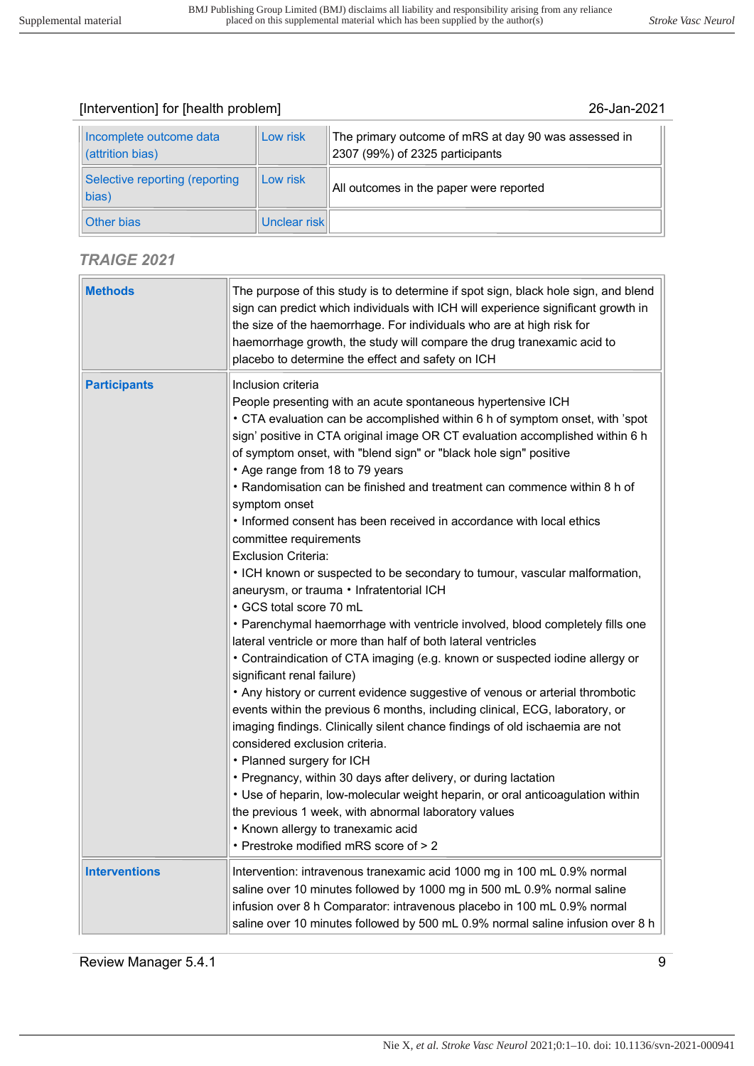[Intervention] for [health problem]

26-Jan-2021

| | | |
|---|---|---|
| Incomplete outcome data (attrition bias) | Low risk | The primary outcome of mRS at day 90 was assessed in 2307 (99%) of 2325 participants |
| Selective reporting (reporting bias) | Low risk | All outcomes in the paper were reported |
| Other bias | Unclear risk | |

### *TRAIGE 2021*

| | |
|---|---|
| **Methods** | The purpose of this study is to determine if spot sign, black hole sign, and blend sign can predict which individuals with ICH will experience significant growth in the size of the haemorrhage. For individuals who are at high risk for haemorrhage growth, the study will compare the drug tranexamic acid to placebo to determine the effect and safety on ICH |
| **Participants** | Inclusion criteria<br>People presenting with an acute spontaneous hypertensive ICH<br>• CTA evaluation can be accomplished within 6 h of symptom onset, with 'spot sign' positive in CTA original image OR CT evaluation accomplished within 6 h of symptom onset, with "blend sign" or "black hole sign" positive<br>• Age range from 18 to 79 years<br>• Randomisation can be finished and treatment can commence within 8 h of symptom onset<br>• Informed consent has been received in accordance with local ethics committee requirements<br>Exclusion Criteria:<br>• ICH known or suspected to be secondary to tumour, vascular malformation, aneurysm, or trauma • Infratentorial ICH<br>• GCS total score 70 mL<br>• Parenchymal haemorrhage with ventricle involved, blood completely fills one lateral ventricle or more than half of both lateral ventricles<br>• Contraindication of CTA imaging (e.g. known or suspected iodine allergy or significant renal failure)<br>• Any history or current evidence suggestive of venous or arterial thrombotic events within the previous 6 months, including clinical, ECG, laboratory, or imaging findings. Clinically silent chance findings of old ischaemia are not considered exclusion criteria.<br>• Planned surgery for ICH<br>• Pregnancy, within 30 days after delivery, or during lactation<br>• Use of heparin, low-molecular weight heparin, or oral anticoagulation within the previous 1 week, with abnormal laboratory values<br>• Known allergy to tranexamic acid<br>• Prestroke modified mRS score of > 2 |
| **Interventions** | Intervention: intravenous tranexamic acid 1000 mg in 100 mL 0.9% normal saline over 10 minutes followed by 1000 mg in 500 mL 0.9% normal saline infusion over 8 h Comparator: intravenous placebo in 100 mL 0.9% normal saline over 10 minutes followed by 500 mL 0.9% normal saline infusion over 8 h |

Review Manager 5.4.1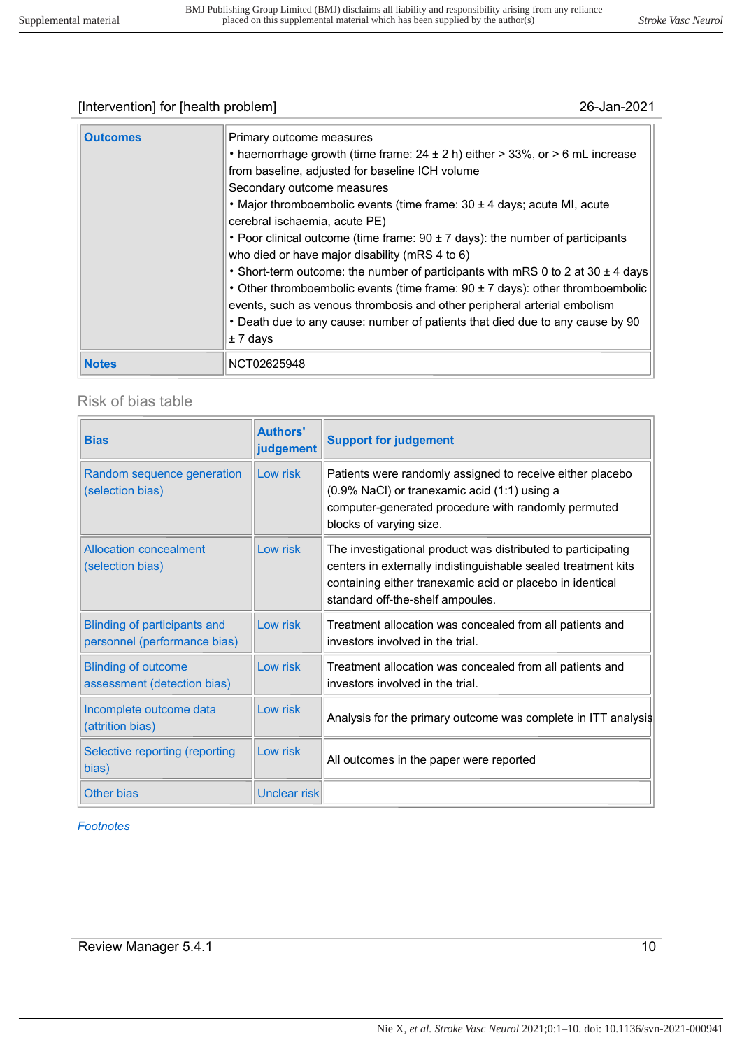[Intervention] for [health problem] 26-Jan-2021

| | |
|---|---|
| **Outcomes** | Primary outcome measures<br>• haemorrhage growth (time frame: 24 ± 2 h) either > 33%, or > 6 mL increase from baseline, adjusted for baseline ICH volume<br>Secondary outcome measures<br>• Major thromboembolic events (time frame: 30 ± 4 days; acute MI, acute cerebral ischaemia, acute PE)<br>• Poor clinical outcome (time frame: 90 ± 7 days): the number of participants who died or have major disability (mRS 4 to 6)<br>• Short-term outcome: the number of participants with mRS 0 to 2 at 30 ± 4 days<br>• Other thromboembolic events (time frame: 90 ± 7 days): other thromboembolic events, such as venous thrombosis and other peripheral arterial embolism<br>• Death due to any cause: number of patients that died due to any cause by 90 ± 7 days |
| **Notes** | NCT02625948 |

## Risk of bias table

| Bias | Authors' judgement | Support for judgement |
|---|---|---|
| Random sequence generation (selection bias) | Low risk | Patients were randomly assigned to receive either placebo (0.9% NaCl) or tranexamic acid (1:1) using a computer-generated procedure with randomly permuted blocks of varying size. |
| Allocation concealment (selection bias) | Low risk | The investigational product was distributed to participating centers in externally indistinguishable sealed treatment kits containing either tranexamic acid or placebo in identical standard off-the-shelf ampoules. |
| Blinding of participants and personnel (performance bias) | Low risk | Treatment allocation was concealed from all patients and investors involved in the trial. |
| Blinding of outcome assessment (detection bias) | Low risk | Treatment allocation was concealed from all patients and investors involved in the trial. |
| Incomplete outcome data (attrition bias) | Low risk | Analysis for the primary outcome was complete in ITT analysis |
| Selective reporting (reporting bias) | Low risk | All outcomes in the paper were reported |
| Other bias | Unclear risk | |

*Footnotes*